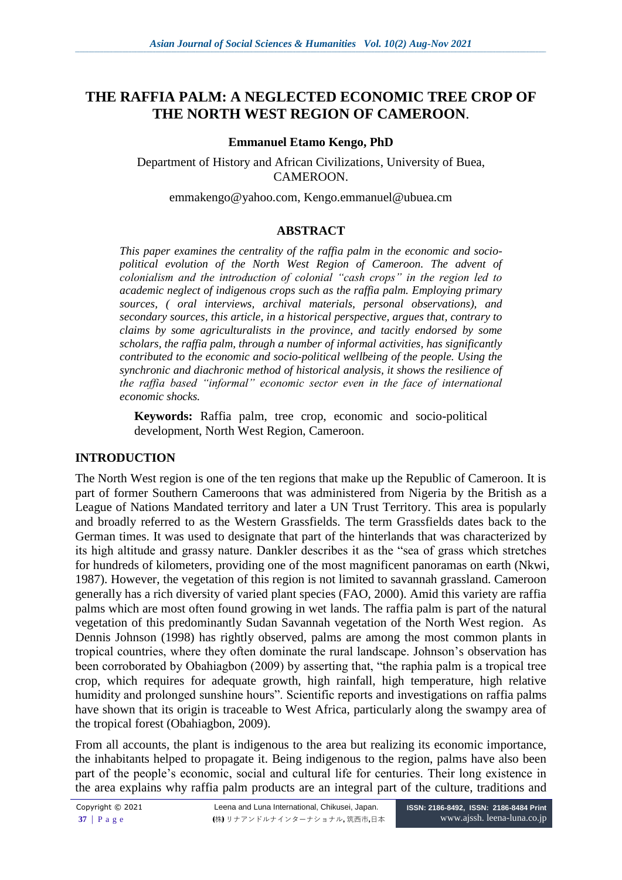# THE RAFFIA PALM: A NEGLECTED ECONOMIC TREE CROP OF THE NORTH WEST REGION OF CAMEROON.

**Emmanuel Etamo Kengo, PhD**

Department of History and African Civilizations, University of Buea, CAMEROON.

emmakengo@yahoo.com, Kengo.emmanuel@ubuea.cm

## ABSTRACT

*This paper examines the centrality of the raffia palm in the economic and socio-political evolution of the North West Region of Cameroon. The advent of colonialism and the introduction of colonial "cash crops" in the region led to academic neglect of indigenous crops such as the raffia palm. Employing primary sources, ( oral interviews, archival materials, personal observations), and secondary sources, this article, in a historical perspective, argues that, contrary to claims by some agriculturalists in the province, and tacitly endorsed by some scholars, the raffia palm, through a number of informal activities, has significantly contributed to the economic and socio-political wellbeing of the people. Using the synchronic and diachronic method of historical analysis, it shows the resilience of the raffia based "informal" economic sector even in the face of international economic shocks.*

**Keywords:** Raffia palm, tree crop, economic and socio-political development, North West Region, Cameroon.

## INTRODUCTION

The North West region is one of the ten regions that make up the Republic of Cameroon. It is part of former Southern Cameroons that was administered from Nigeria by the British as a League of Nations Mandated territory and later a UN Trust Territory. This area is popularly and broadly referred to as the Western Grassfields. The term Grassfields dates back to the German times. It was used to designate that part of the hinterlands that was characterized by its high altitude and grassy nature. Dankler describes it as the "sea of grass which stretches for hundreds of kilometers, providing one of the most magnificent panoramas on earth (Nkwi, 1987). However, the vegetation of this region is not limited to savannah grassland. Cameroon generally has a rich diversity of varied plant species (FAO, 2000). Amid this variety are raffia palms which are most often found growing in wet lands. The raffia palm is part of the natural vegetation of this predominantly Sudan Savannah vegetation of the North West region. As Dennis Johnson (1998) has rightly observed, palms are among the most common plants in tropical countries, where they often dominate the rural landscape. Johnson's observation has been corroborated by Obahiagbon (2009) by asserting that, "the raphia palm is a tropical tree crop, which requires for adequate growth, high rainfall, high temperature, high relative humidity and prolonged sunshine hours". Scientific reports and investigations on raffia palms have shown that its origin is traceable to West Africa, particularly along the swampy area of the tropical forest (Obahiagbon, 2009).

From all accounts, the plant is indigenous to the area but realizing its economic importance, the inhabitants helped to propagate it. Being indigenous to the region, palms have also been part of the people's economic, social and cultural life for centuries. Their long existence in the area explains why raffia palm products are an integral part of the culture, traditions and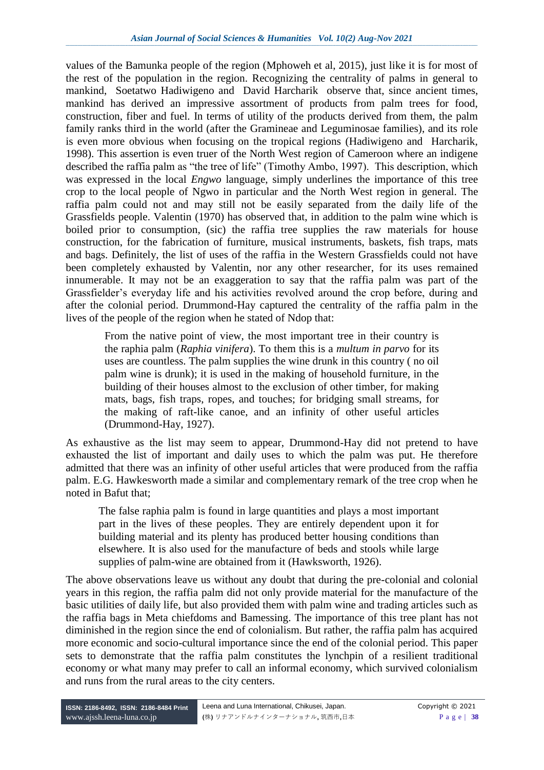values of the Bamunka people of the region (Mphoweh et al, 2015), just like it is for most of the rest of the population in the region. Recognizing the centrality of palms in general to mankind, Soetatwo Hadiwigeno and David Harcharik observe that, since ancient times, mankind has derived an impressive assortment of products from palm trees for food, construction, fiber and fuel. In terms of utility of the products derived from them, the palm family ranks third in the world (after the Gramineae and Leguminosae families), and its role is even more obvious when focusing on the tropical regions (Hadiwigeno and Harcharik, 1998). This assertion is even truer of the North West region of Cameroon where an indigene described the raffia palm as "the tree of life" (Timothy Ambo, 1997). This description, which was expressed in the local *Engwo* language, simply underlines the importance of this tree crop to the local people of Ngwo in particular and the North West region in general. The raffia palm could not and may still not be easily separated from the daily life of the Grassfields people. Valentin (1970) has observed that, in addition to the palm wine which is boiled prior to consumption, (sic) the raffia tree supplies the raw materials for house construction, for the fabrication of furniture, musical instruments, baskets, fish traps, mats and bags. Definitely, the list of uses of the raffia in the Western Grassfields could not have been completely exhausted by Valentin, nor any other researcher, for its uses remained innumerable. It may not be an exaggeration to say that the raffia palm was part of the Grassfielder's everyday life and his activities revolved around the crop before, during and after the colonial period. Drummond-Hay captured the centrality of the raffia palm in the lives of the people of the region when he stated of Ndop that:

> From the native point of view, the most important tree in their country is the raphia palm (*Raphia vinifera*). To them this is a *multum in parvo* for its uses are countless. The palm supplies the wine drunk in this country ( no oil palm wine is drunk); it is used in the making of household furniture, in the building of their houses almost to the exclusion of other timber, for making mats, bags, fish traps, ropes, and touches; for bridging small streams, for the making of raft-like canoe, and an infinity of other useful articles (Drummond-Hay, 1927).

As exhaustive as the list may seem to appear, Drummond-Hay did not pretend to have exhausted the list of important and daily uses to which the palm was put. He therefore admitted that there was an infinity of other useful articles that were produced from the raffia palm. E.G. Hawkesworth made a similar and complementary remark of the tree crop when he noted in Bafut that;

> The false raphia palm is found in large quantities and plays a most important part in the lives of these peoples. They are entirely dependent upon it for building material and its plenty has produced better housing conditions than elsewhere. It is also used for the manufacture of beds and stools while large supplies of palm-wine are obtained from it (Hawksworth, 1926).

The above observations leave us without any doubt that during the pre-colonial and colonial years in this region, the raffia palm did not only provide material for the manufacture of the basic utilities of daily life, but also provided them with palm wine and trading articles such as the raffia bags in Meta chiefdoms and Bamessing. The importance of this tree plant has not diminished in the region since the end of colonialism. But rather, the raffia palm has acquired more economic and socio-cultural importance since the end of the colonial period. This paper sets to demonstrate that the raffia palm constitutes the lynchpin of a resilient traditional economy or what many may prefer to call an informal economy, which survived colonialism and runs from the rural areas to the city centers.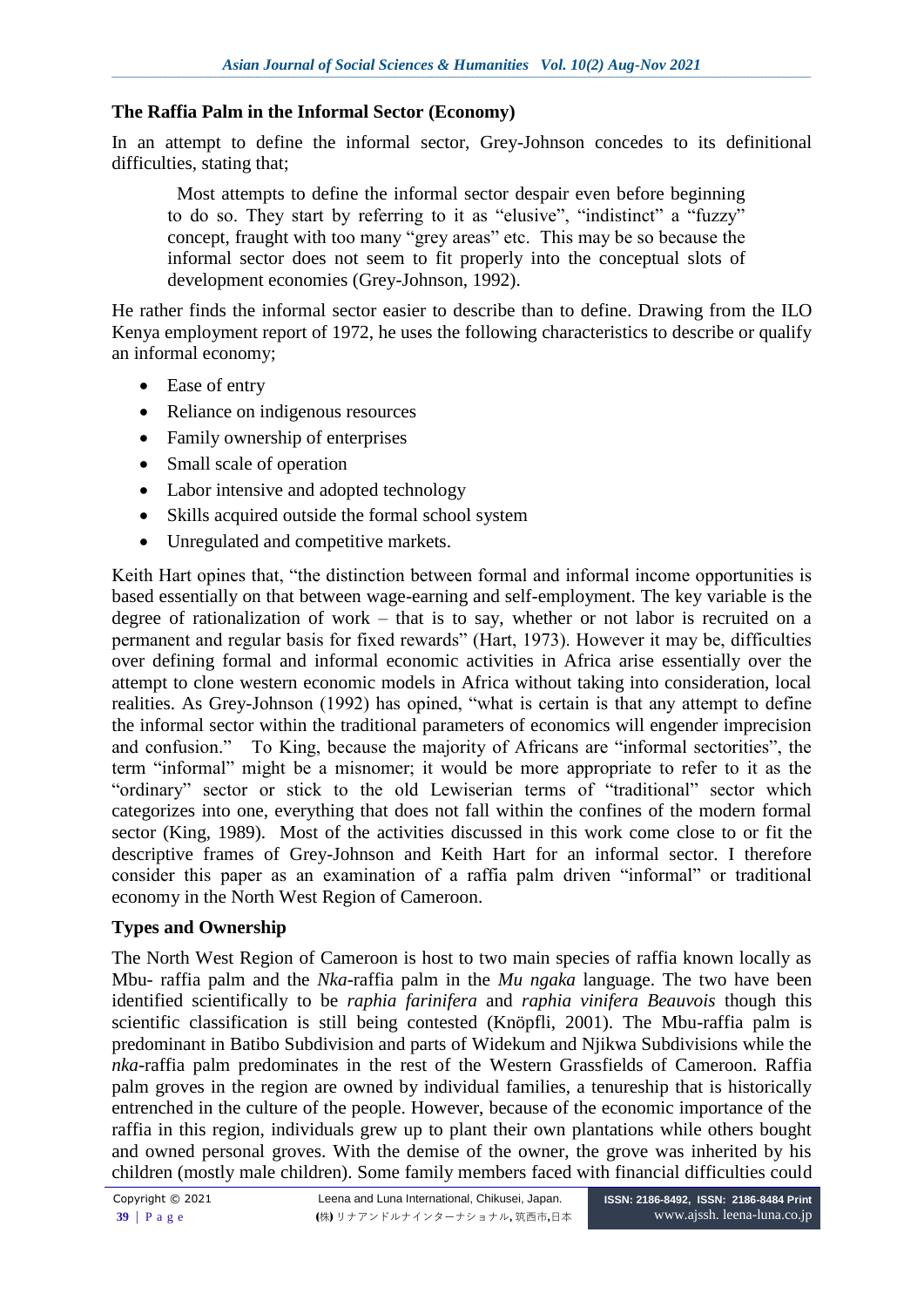## The Raffia Palm in the Informal Sector (Economy)

In an attempt to define the informal sector, Grey-Johnson concedes to its definitional difficulties, stating that;

> Most attempts to define the informal sector despair even before beginning to do so. They start by referring to it as "elusive", "indistinct" a "fuzzy" concept, fraught with too many "grey areas" etc. This may be so because the informal sector does not seem to fit properly into the conceptual slots of development economies (Grey-Johnson, 1992).

He rather finds the informal sector easier to describe than to define. Drawing from the ILO Kenya employment report of 1972, he uses the following characteristics to describe or qualify an informal economy;

- Ease of entry
- Reliance on indigenous resources
- Family ownership of enterprises
- Small scale of operation
- Labor intensive and adopted technology
- Skills acquired outside the formal school system
- Unregulated and competitive markets.

Keith Hart opines that, "the distinction between formal and informal income opportunities is based essentially on that between wage-earning and self-employment. The key variable is the degree of rationalization of work – that is to say, whether or not labor is recruited on a permanent and regular basis for fixed rewards" (Hart, 1973). However it may be, difficulties over defining formal and informal economic activities in Africa arise essentially over the attempt to clone western economic models in Africa without taking into consideration, local realities. As Grey-Johnson (1992) has opined, "what is certain is that any attempt to define the informal sector within the traditional parameters of economics will engender imprecision and confusion." To King, because the majority of Africans are "informal sectorities", the term "informal" might be a misnomer; it would be more appropriate to refer to it as the "ordinary" sector or stick to the old Lewiserian terms of "traditional" sector which categorizes into one, everything that does not fall within the confines of the modern formal sector (King, 1989). Most of the activities discussed in this work come close to or fit the descriptive frames of Grey-Johnson and Keith Hart for an informal sector. I therefore consider this paper as an examination of a raffia palm driven "informal" or traditional economy in the North West Region of Cameroon.

## Types and Ownership

The North West Region of Cameroon is host to two main species of raffia known locally as Mbu- raffia palm and the *Nka*-raffia palm in the *Mu ngaka* language. The two have been identified scientifically to be *raphia farinifera* and *raphia vinifera Beauvois* though this scientific classification is still being contested (Knöpfli, 2001). The Mbu-raffia palm is predominant in Batibo Subdivision and parts of Widekum and Njikwa Subdivisions while the *nka*-raffia palm predominates in the rest of the Western Grassfields of Cameroon. Raffia palm groves in the region are owned by individual families, a tenureship that is historically entrenched in the culture of the people. However, because of the economic importance of the raffia in this region, individuals grew up to plant their own plantations while others bought and owned personal groves. With the demise of the owner, the grove was inherited by his children (mostly male children). Some family members faced with financial difficulties could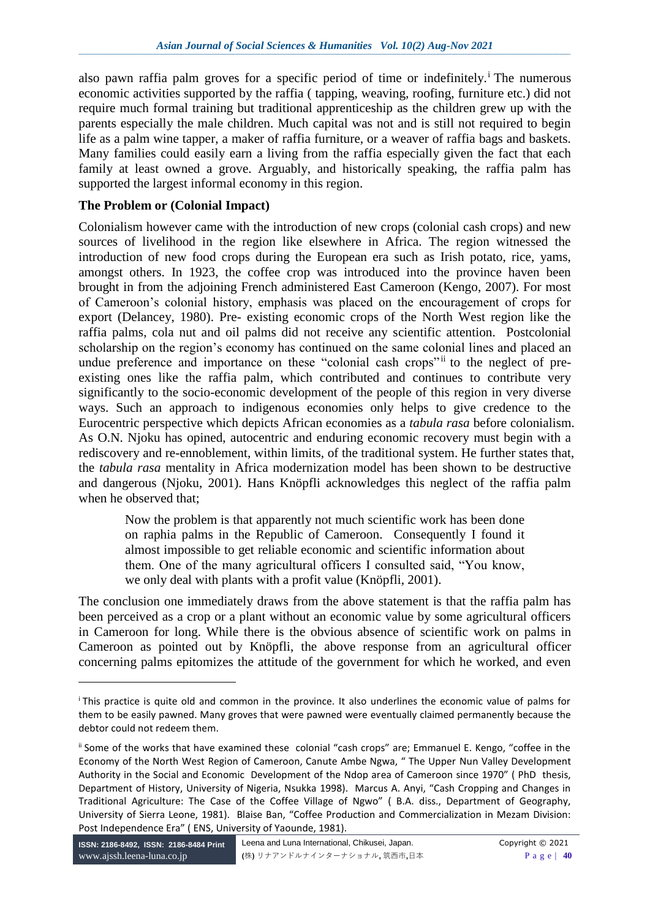also pawn raffia palm groves for a specific period of time or indefinitely.[i] The numerous economic activities supported by the raffia ( tapping, weaving, roofing, furniture etc.) did not require much formal training but traditional apprenticeship as the children grew up with the parents especially the male children. Much capital was not and is still not required to begin life as a palm wine tapper, a maker of raffia furniture, or a weaver of raffia bags and baskets. Many families could easily earn a living from the raffia especially given the fact that each family at least owned a grove. Arguably, and historically speaking, the raffia palm has supported the largest informal economy in this region.

**The Problem or (Colonial Impact)**

Colonialism however came with the introduction of new crops (colonial cash crops) and new sources of livelihood in the region like elsewhere in Africa. The region witnessed the introduction of new food crops during the European era such as Irish potato, rice, yams, amongst others. In 1923, the coffee crop was introduced into the province haven been brought in from the adjoining French administered East Cameroon (Kengo, 2007). For most of Cameroon's colonial history, emphasis was placed on the encouragement of crops for export (Delancey, 1980). Pre- existing economic crops of the North West region like the raffia palms, cola nut and oil palms did not receive any scientific attention. Postcolonial scholarship on the region's economy has continued on the same colonial lines and placed an undue preference and importance on these "colonial cash crops"[ii] to the neglect of pre-existing ones like the raffia palm, which contributed and continues to contribute very significantly to the socio-economic development of the people of this region in very diverse ways. Such an approach to indigenous economies only helps to give credence to the Eurocentric perspective which depicts African economies as a *tabula rasa* before colonialism. As O.N. Njoku has opined, autocentric and enduring economic recovery must begin with a rediscovery and re-ennoblement, within limits, of the traditional system. He further states that, the *tabula rasa* mentality in Africa modernization model has been shown to be destructive and dangerous (Njoku, 2001). Hans Knöpfli acknowledges this neglect of the raffia palm when he observed that;

> Now the problem is that apparently not much scientific work has been done on raphia palms in the Republic of Cameroon. Consequently I found it almost impossible to get reliable economic and scientific information about them. One of the many agricultural officers I consulted said, "You know, we only deal with plants with a profit value (Knöpfli, 2001).

The conclusion one immediately draws from the above statement is that the raffia palm has been perceived as a crop or a plant without an economic value by some agricultural officers in Cameroon for long. While there is the obvious absence of scientific work on palms in Cameroon as pointed out by Knöpfli, the above response from an agricultural officer concerning palms epitomizes the attitude of the government for which he worked, and even

---

[i] This practice is quite old and common in the province. It also underlines the economic value of palms for them to be easily pawned. Many groves that were pawned were eventually claimed permanently because the debtor could not redeem them.

[ii] Some of the works that have examined these colonial "cash crops" are; Emmanuel E. Kengo, "coffee in the Economy of the North West Region of Cameroon, Canute Ambe Ngwa, " The Upper Nun Valley Development Authority in the Social and Economic Development of the Ndop area of Cameroon since 1970" ( PhD thesis, Department of History, University of Nigeria, Nsukka 1998). Marcus A. Anyi, "Cash Cropping and Changes in Traditional Agriculture: The Case of the Coffee Village of Ngwo" ( B.A. diss., Department of Geography, University of Sierra Leone, 1981). Blaise Ban, "Coffee Production and Commercialization in Mezam Division: Post Independence Era" ( ENS, University of Yaounde, 1981).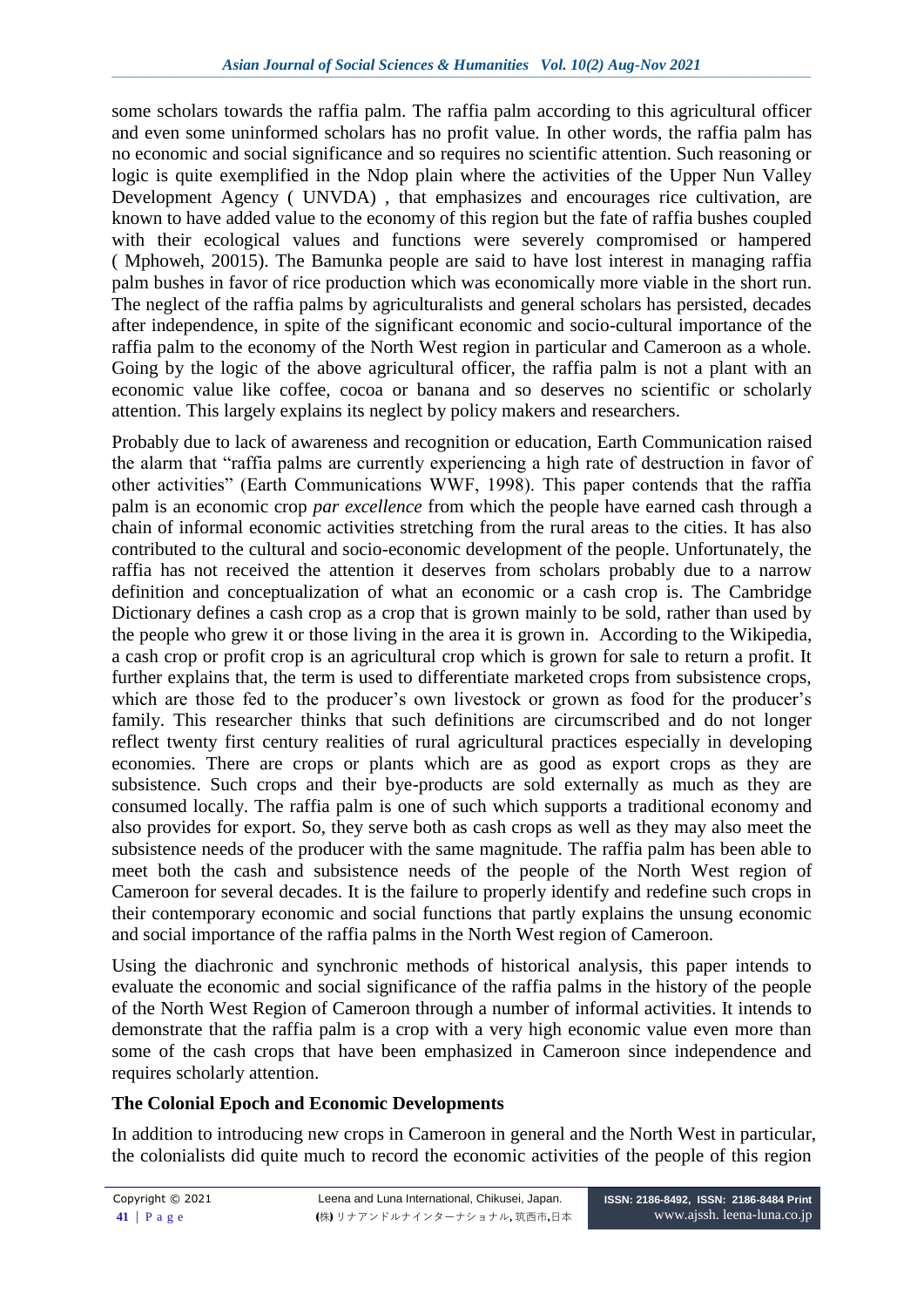some scholars towards the raffia palm. The raffia palm according to this agricultural officer and even some uninformed scholars has no profit value. In other words, the raffia palm has no economic and social significance and so requires no scientific attention. Such reasoning or logic is quite exemplified in the Ndop plain where the activities of the Upper Nun Valley Development Agency ( UNVDA) , that emphasizes and encourages rice cultivation, are known to have added value to the economy of this region but the fate of raffia bushes coupled with their ecological values and functions were severely compromised or hampered ( Mphoweh, 20015). The Bamunka people are said to have lost interest in managing raffia palm bushes in favor of rice production which was economically more viable in the short run. The neglect of the raffia palms by agriculturalists and general scholars has persisted, decades after independence, in spite of the significant economic and socio-cultural importance of the raffia palm to the economy of the North West region in particular and Cameroon as a whole. Going by the logic of the above agricultural officer, the raffia palm is not a plant with an economic value like coffee, cocoa or banana and so deserves no scientific or scholarly attention. This largely explains its neglect by policy makers and researchers.

Probably due to lack of awareness and recognition or education, Earth Communication raised the alarm that "raffia palms are currently experiencing a high rate of destruction in favor of other activities" (Earth Communications WWF, 1998). This paper contends that the raffia palm is an economic crop *par excellence* from which the people have earned cash through a chain of informal economic activities stretching from the rural areas to the cities. It has also contributed to the cultural and socio-economic development of the people. Unfortunately, the raffia has not received the attention it deserves from scholars probably due to a narrow definition and conceptualization of what an economic or a cash crop is. The Cambridge Dictionary defines a cash crop as a crop that is grown mainly to be sold, rather than used by the people who grew it or those living in the area it is grown in. According to the Wikipedia, a cash crop or profit crop is an agricultural crop which is grown for sale to return a profit. It further explains that, the term is used to differentiate marketed crops from subsistence crops, which are those fed to the producer's own livestock or grown as food for the producer's family. This researcher thinks that such definitions are circumscribed and do longer reflect twenty first century realities of rural agricultural practices especially in developing economies. There are crops or plants which are as good as export crops as they are subsistence. Such crops and their bye-products are sold externally as much as they are consumed locally. The raffia palm is one of such which supports a traditional economy and also provides for export. So, they serve both as cash crops as well as they may also meet the subsistence needs of the producer with the same magnitude. The raffia palm has been able to meet both the cash and subsistence needs of the people of the North West region of Cameroon for several decades. It is the failure to properly identify and redefine such crops in their contemporary economic and social functions that partly explains the unsung economic and social importance of the raffia palms in the North West region of Cameroon.

Using the diachronic and synchronic methods of historical analysis, this paper intends to evaluate the economic and social significance of the raffia palms in the history of the people of the North West Region of Cameroon through a number of informal activities. It intends to demonstrate that the raffia palm is a crop with a very high economic value even more than some of the cash crops that have been emphasized in Cameroon since independence and requires scholarly attention.

## The Colonial Epoch and Economic Developments

In addition to introducing new crops in Cameroon in general and the North West in particular, the colonialists did quite much to record the economic activities of the people of this region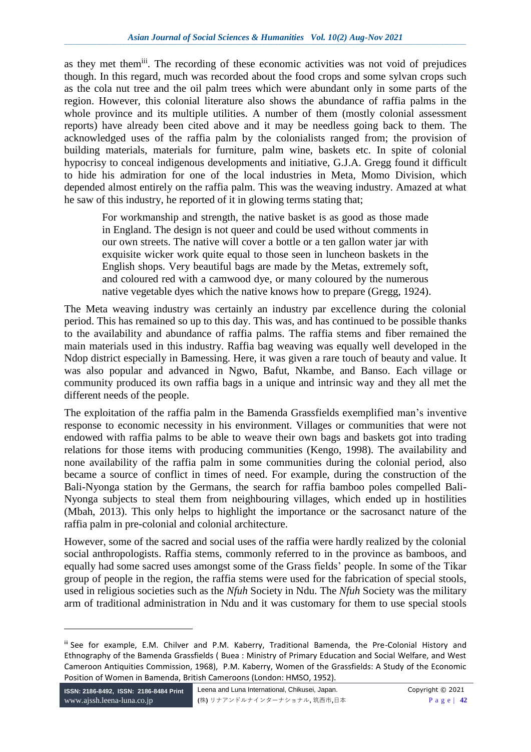as they met them[iii]. The recording of these economic activities was not void of prejudices though. In this regard, much was recorded about the food crops and some sylvan crops such as the cola nut tree and the oil palm trees which were abundant only in some parts of the region. However, this colonial literature also shows the abundance of raffia palms in the whole province and its multiple utilities. A number of them (mostly colonial assessment reports) have already been cited above and it may be needless going back to them. The acknowledged uses of the raffia palm by the colonialists ranged from; the provision of building materials, materials for furniture, palm wine, baskets etc. In spite of colonial hypocrisy to conceal indigenous developments and initiative, G.J.A. Gregg found it difficult to hide his admiration for one of the local industries in Meta, Momo Division, which depended almost entirely on the raffia palm. This was the weaving industry. Amazed at what he saw of this industry, he reported of it in glowing terms stating that;

> For workmanship and strength, the native basket is as good as those made in England. The design is not queer and could be used without comments in our own streets. The native will cover a bottle or a ten gallon water jar with exquisite wicker work quite equal to those seen in luncheon baskets in the English shops. Very beautiful bags are made by the Metas, extremely soft, and coloured red with a camwood dye, or many coloured by the numerous native vegetable dyes which the native knows how to prepare (Gregg, 1924).

The Meta weaving industry was certainly an industry par excellence during the colonial period. This has remained so up to this day. This was, and has continued to be possible thanks to the availability and abundance of raffia palms. The raffia stems and fiber remained the main materials used in this industry. Raffia bag weaving was equally well developed in the Ndop district especially in Bamessing. Here, it was given a rare touch of beauty and value. It was also popular and advanced in Ngwo, Bafut, Nkambe, and Banso. Each village or community produced its own raffia bags in a unique and intrinsic way and they all met the different needs of the people.

The exploitation of the raffia palm in the Bamenda Grassfields exemplified man's inventive response to economic necessity in his environment. Villages or communities that were not endowed with raffia palms to be able to weave their own bags and baskets got into trading relations for those items with producing communities (Kengo, 1998). The availability and none availability of the raffia palm in some communities during the colonial period, also became a source of conflict in times of need. For example, during the construction of the Bali-Nyonga station by the Germans, the search for raffia bamboo poles compelled Bali-Nyonga subjects to steal them from neighbouring villages, which ended up in hostilities (Mbah, 2013). This only helps to highlight the importance or the sacrosanct nature of the raffia palm in pre-colonial and colonial architecture.

However, some of the sacred and social uses of the raffia were hardly realized by the colonial social anthropologists. Raffia stems, commonly referred to in the province as bamboos, and equally had some sacred uses amongst some of the Grass fields' people. In some of the Tikar group of people in the region, the raffia stems were used for the fabrication of special stools, used in religious societies such as the *Nfuh* Society in Ndu. The *Nfuh* Society was the military arm of traditional administration in Ndu and it was customary for them to use special stools

---

[iii] See for example, E.M. Chilver and P.M. Kaberry, Traditional Bamenda, the Pre-Colonial History and Ethnography of the Bamenda Grassfields ( Buea : Ministry of Primary Education and Social Welfare, and West Cameroon Antiquities Commission, 1968), P.M. Kaberry, Women of the Grassfields: A Study of the Economic Position of Women in Bamenda, British Cameroons (London: HMSO, 1952).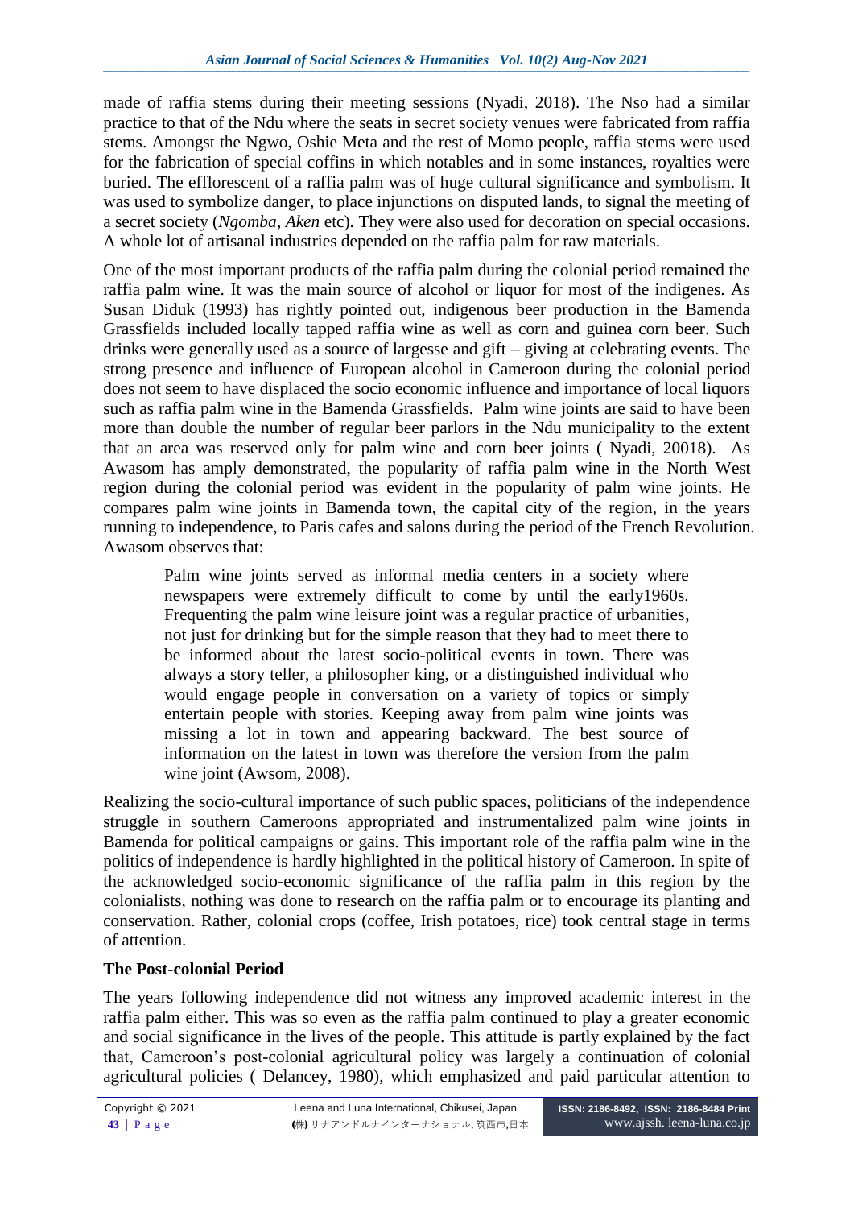made of raffia stems during their meeting sessions (Nyadi, 2018). The Nso had a similar practice to that of the Ndu where the seats in secret society venues were fabricated from raffia stems. Amongst the Ngwo, Oshie Meta and the rest of Momo people, raffia stems were used for the fabrication of special coffins in which notables and in some instances, royalties were buried. The efflorescent of a raffia palm was of huge cultural significance and symbolism. It was used to symbolize danger, to place injunctions on disputed lands, to signal the meeting of a secret society (*Ngomba*, *Aken* etc). They were also used for decoration on special occasions. A whole lot of artisanal industries depended on the raffia palm for raw materials.

One of the most important products of the raffia palm during the colonial period remained the raffia palm wine. It was the main source of alcohol or liquor for most of the indigenes. As Susan Diduk (1993) has rightly pointed out, indigenous beer production in the Bamenda Grassfields included locally tapped raffia wine as well as corn and guinea corn beer. Such drinks were generally used as a source of largesse and gift – giving at celebrating events. The strong presence and influence of European alcohol in Cameroon during the colonial period does not seem to have displaced the socio economic influence and importance of local liquors such as raffia palm wine in the Bamenda Grassfields. Palm wine joints are said to have been more than double the number of regular beer parlors in the Ndu municipality to the extent that an area was reserved only for palm wine and corn beer joints ( Nyadi, 20018). As Awasom has amply demonstrated, the popularity of raffia palm wine in the North West region during the colonial period was evident in the popularity of palm wine joints. He compares palm wine joints in Bamenda town, the capital city of the region, in the years running to independence, to Paris cafes and salons during the period of the French Revolution. Awasom observes that:

> Palm wine joints served as informal media centers in a society where newspapers were extremely difficult to come by until the early1960s. Frequenting the palm wine leisure joint was a regular practice of urbanities, not just for drinking but for the simple reason that they had to meet there to be informed about the latest socio-political events in town. There was always a story teller, a philosopher king, or a distinguished individual who would engage people in conversation on a variety of topics or simply entertain people with stories. Keeping away from palm wine joints was missing a lot in town and appearing backward. The best source of information on the latest in town was therefore the version from the palm wine joint (Awsom, 2008).

Realizing the socio-cultural importance of such public spaces, politicians of the independence struggle in southern Cameroons appropriated and instrumentalized palm wine joints in Bamenda for political campaigns or gains. This important role of the raffia palm wine in the politics of independence is hardly highlighted in the political history of Cameroon. In spite of the acknowledged socio-economic significance of the raffia palm in this region by the colonialists, nothing was done to research on the raffia palm or to encourage its planting and conservation. Rather, colonial crops (coffee, Irish potatoes, rice) took central stage in terms of attention.

## The Post-colonial Period

The years following independence did not witness any improved academic interest in the raffia palm either. This was so even as the raffia palm continued to play a greater economic and social significance in the lives of the people. This attitude is partly explained by the fact that, Cameroon's post-colonial agricultural policy was largely a continuation of colonial agricultural policies ( Delancey, 1980), which emphasized and paid particular attention to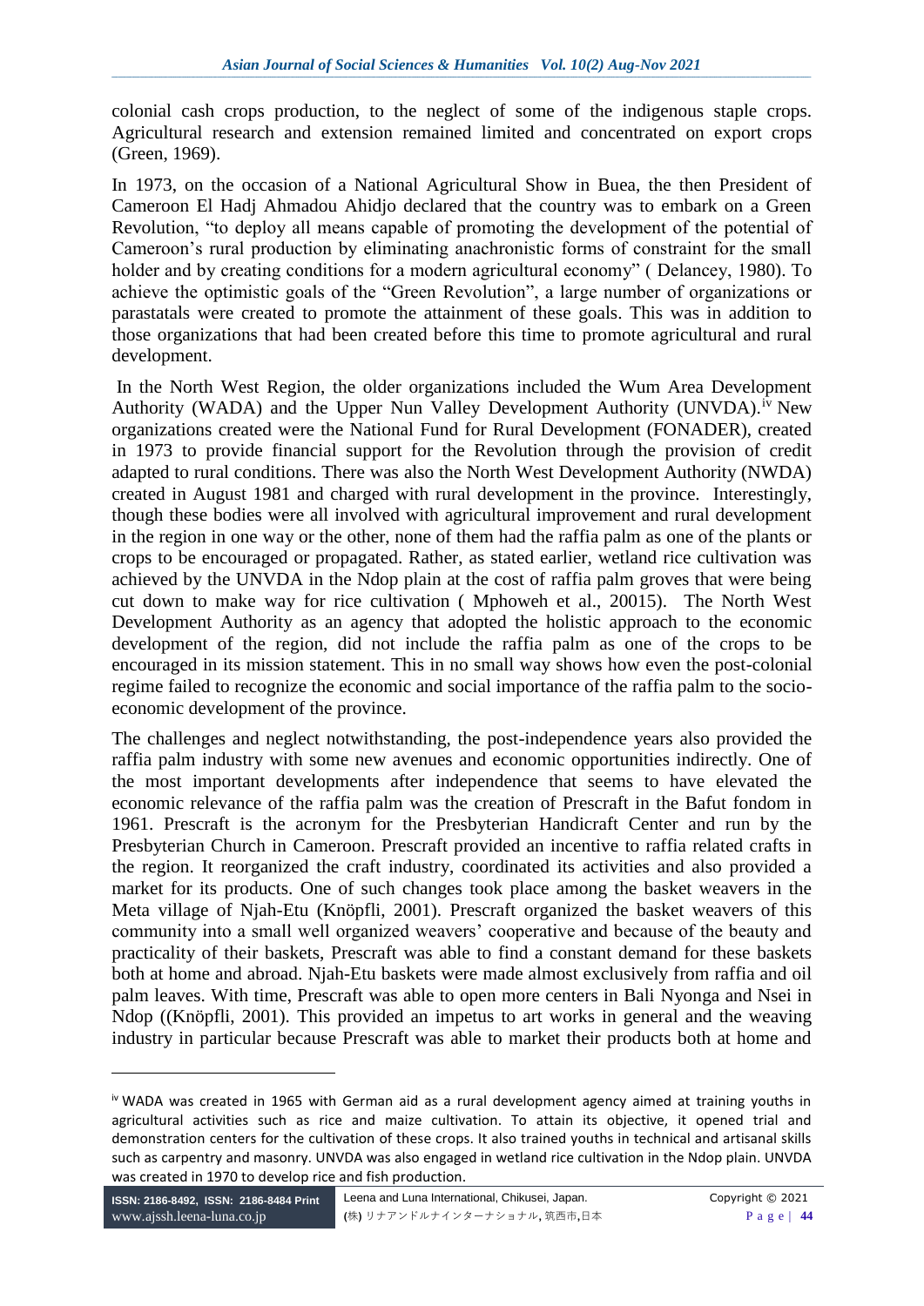colonial cash crops production, to the neglect of some of the indigenous staple crops. Agricultural research and extension remained limited and concentrated on export crops (Green, 1969).

In 1973, on the occasion of a National Agricultural Show in Buea, the then President of Cameroon El Hadj Ahmadou Ahidjo declared that the country was to embark on a Green Revolution, "to deploy all means capable of promoting the development of the potential of Cameroon's rural production by eliminating anachronistic forms of constraint for the small holder and by creating conditions for a modern agricultural economy" ( Delancey, 1980). To achieve the optimistic goals of the "Green Revolution", a large number of organizations or parastatals were created to promote the attainment of these goals. This was in addition to those organizations that had been created before this time to promote agricultural and rural development.

In the North West Region, the older organizations included the Wum Area Development Authority (WADA) and the Upper Nun Valley Development Authority (UNVDA).[iv] New organizations created were the National Fund for Rural Development (FONADER), created in 1973 to provide financial support for the Revolution through the provision of credit adapted to rural conditions. There was also the North West Development Authority (NWDA) created in August 1981 and charged with rural development in the province. Interestingly, though these bodies were all involved with agricultural improvement and rural development in the region in one way or the other, none of them had the raffia palm as one of the plants or crops to be encouraged or propagated. Rather, as stated earlier, wetland rice cultivation was achieved by the UNVDA in the Ndop plain at the cost of raffia palm groves that were being cut down to make way for rice cultivation ( Mphoweh et al., 20015). The North West Development Authority as an agency that adopted the holistic approach to the economic development of the region, did not include the raffia palm as one of the crops to be encouraged in its mission statement. This in no small way shows how even the post-colonial regime failed to recognize the economic and social importance of the raffia palm to the socio-economic development of the province.

The challenges and neglect notwithstanding, the post-independence years also provided the raffia palm industry with some new avenues and economic opportunities indirectly. One of the most important developments after independence that seems to have elevated the economic relevance of the raffia palm was the creation of Prescraft in the Bafut fondom in 1961. Prescraft is the acronym for the Presbyterian Handicraft Center and run by the Presbyterian Church in Cameroon. Prescraft provided an incentive to raffia related crafts in the region. It reorganized the craft industry, coordinated its activities and also provided a market for its products. One of such changes took place among the basket weavers in the Meta village of Njah-Etu (Knöpfli, 2001). Prescraft organized the basket weavers of this community into a small well organized weavers' cooperative and because of the beauty and practicality of their baskets, Prescraft was able to find a constant demand for these baskets both at home and abroad. Njah-Etu baskets were made almost exclusively from raffia and oil palm leaves. With time, Prescraft was able to open more centers in Bali Nyonga and Nsei in Ndop ((Knöpfli, 2001). This provided an impetus to art works in general and the weaving industry in particular because Prescraft was able to market their products both at home and

---

[iv] WADA was created in 1965 with German aid as a rural development agency aimed at training youths in agricultural activities such as rice and maize cultivation. To attain its objective, it opened trial and demonstration centers for the cultivation of these crops. It also trained youths in technical and artisanal skills such as carpentry and masonry. UNVDA was also engaged in wetland rice cultivation in the Ndop plain. UNVDA was created in 1970 to develop rice and fish production.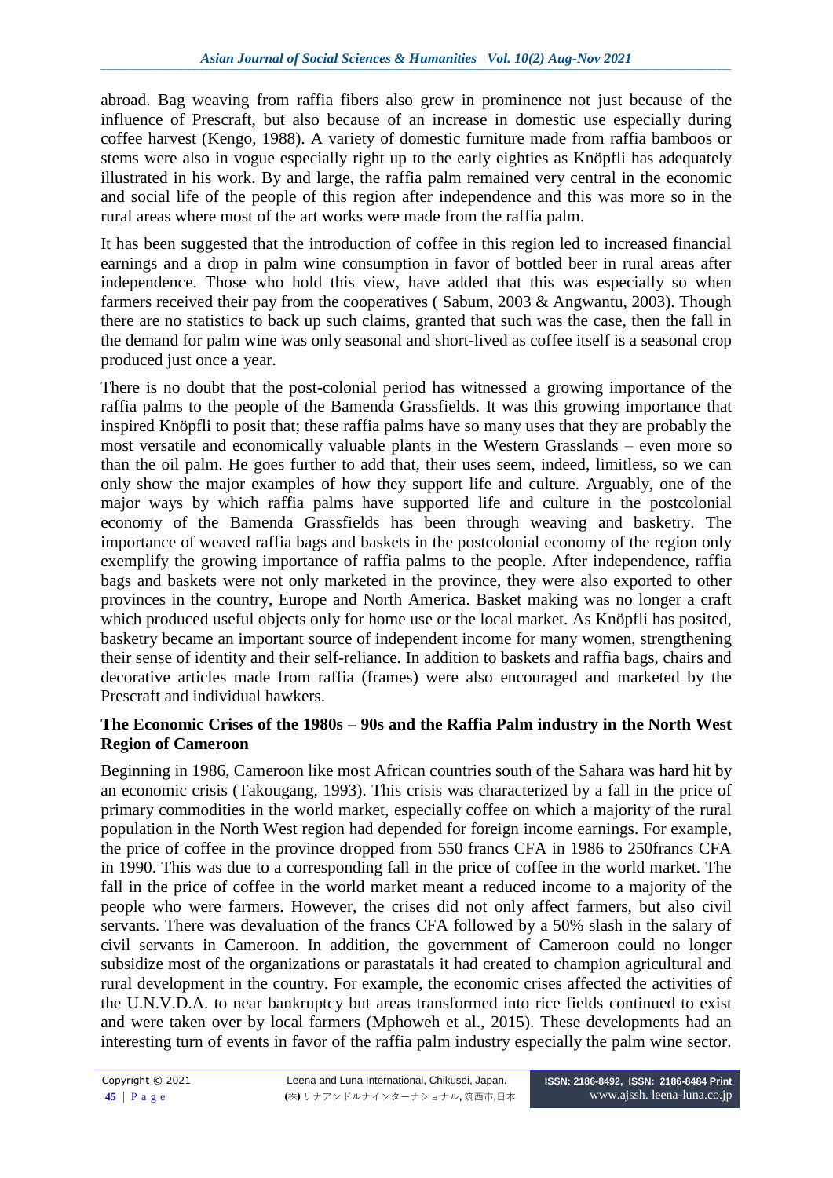abroad. Bag weaving from raffia fibers also grew in prominence not just because of the influence of Prescraft, but also because of an increase in domestic use especially during coffee harvest (Kengo, 1988). A variety of domestic furniture made from raffia bamboos or stems were also in vogue especially right up to the early eighties as Knöpfli has adequately illustrated in his work. By and large, the raffia palm remained very central in the economic and social life of the people of this region after independence and this was more so in the rural areas where most of the art works were made from the raffia palm.

It has been suggested that the introduction of coffee in this region led to increased financial earnings and a drop in palm wine consumption in favor of bottled beer in rural areas after independence. Those who hold this view, have added that this was especially so when farmers received their pay from the cooperatives ( Sabum, 2003 & Angwantu, 2003). Though there are no statistics to back up such claims, granted that such was the case, then the fall in the demand for palm wine was only seasonal and short-lived as coffee itself is a seasonal crop produced just once a year.

There is no doubt that the post-colonial period has witnessed a growing importance of the raffia palms to the people of the Bamenda Grassfields. It was this growing importance that inspired Knöpfli to posit that; these raffia palms have so many uses that they are probably the most versatile and economically valuable plants in the Western Grasslands – even more so than the oil palm. He goes further to add that, their uses seem, indeed, limitless, so we can only show the major examples of how they support life and culture. Arguably, one of the major ways by which raffia palms have supported life and culture in the postcolonial economy of the Bamenda Grassfields has been through weaving and basketry. The importance of weaved raffia bags and baskets in the postcolonial economy of the region only exemplify the growing importance of raffia palms to the people. After independence, raffia bags and baskets were not only marketed in the province, they were also exported to other provinces in the country, Europe and North America. Basket making was no longer a craft which produced useful objects only for home use or the local market. As Knöpfli has posited, basketry became an important source of independent income for many women, strengthening their sense of identity and their self-reliance. In addition to baskets and raffia bags, chairs and decorative articles made from raffia (frames) were also encouraged and marketed by the Prescraft and individual hawkers.

## The Economic Crises of the 1980s – 90s and the Raffia Palm industry in the North West Region of Cameroon

Beginning in 1986, Cameroon like most African countries south of the Sahara was hard hit by an economic crisis (Takougang, 1993). This crisis was characterized by a fall in the price of primary commodities in the world market, especially coffee on which a majority of the rural population in the North West region had depended for foreign income earnings. For example, the price of coffee in the province dropped from 550 francs CFA in 1986 to 250francs CFA in 1990. This was due to a corresponding fall in the price of coffee in the world market. The fall in the price of coffee in the world market meant a reduced income to a majority of the people who were farmers. However, the crises did not only affect farmers, but also civil servants. There was devaluation of the francs CFA followed by a 50% slash in the salary of civil servants in Cameroon. In addition, the government of Cameroon could no longer subsidize most of the organizations or parastatals it had created to champion agricultural and rural development in the country. For example, the economic crises affected the activities of the U.N.V.D.A. to near bankruptcy but areas transformed into rice fields continued to exist and were taken over by local farmers (Mphoweh et al., 2015). These developments had an interesting turn of events in favor of the raffia palm industry especially the palm wine sector.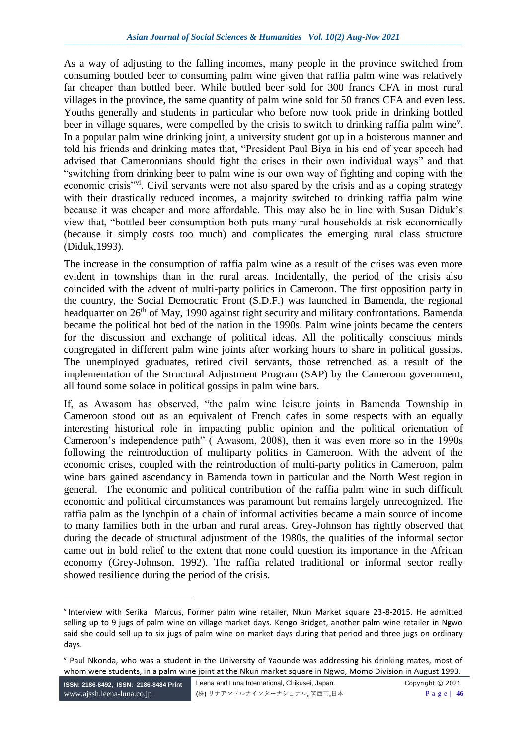As a way of adjusting to the falling incomes, many people in the province switched from consuming bottled beer to consuming palm wine given that raffia palm wine was relatively far cheaper than bottled beer. While bottled beer sold for 300 francs CFA in most rural villages in the province, the same quantity of palm wine sold for 50 francs CFA and even less. Youths generally and students in particular who before now took pride in drinking bottled beer in village squares, were compelled by the crisis to switch to drinking raffia palm wine[v]. In a popular palm wine drinking joint, a university student got up in a boisterous manner and told his friends and drinking mates that, "President Paul Biya in his end of year speech had advised that Cameroonians should fight the crises in their own individual ways" and that "switching from drinking beer to palm wine is our own way of fighting and coping with the economic crisis"[vi]. Civil servants were not also spared by the crisis and as a coping strategy with their drastically reduced incomes, a majority switched to drinking raffia palm wine because it was cheaper and more affordable. This may also be in line with Susan Diduk's view that, "bottled beer consumption both puts many rural households at risk economically (because it simply costs too much) and complicates the emerging rural class structure (Diduk,1993).

The increase in the consumption of raffia palm wine as a result of the crises was even more evident in townships than in the rural areas. Incidentally, the period of the crisis also coincided with the advent of multi-party politics in Cameroon. The first opposition party in the country, the Social Democratic Front (S.D.F.) was launched in Bamenda, the regional headquarter on 26th of May, 1990 against tight security and military confrontations. Bamenda became the political hot bed of the nation in the 1990s. Palm wine joints became the centers for the discussion and exchange of political ideas. All the politically conscious minds congregated in different palm wine joints after working hours to share in political gossips. The unemployed graduates, retired civil servants, those retrenched as a result of the implementation of the Structural Adjustment Program (SAP) by the Cameroon government, all found some solace in political gossips in palm wine bars.

If, as Awasom has observed, "the palm wine leisure joints in Bamenda Township in Cameroon stood out as an equivalent of French cafes in some respects with an equally interesting historical role in impacting public opinion and the political orientation of Cameroon's independence path" ( Awasom, 2008), then it was even more so in the 1990s following the reintroduction of multiparty politics in Cameroon. With the advent of the economic crises, coupled with the reintroduction of multi-party politics in Cameroon, palm wine bars gained ascendancy in Bamenda town in particular and the North West region in general. The economic and political contribution of the raffia palm wine in such difficult economic and political circumstances was paramount but remains largely unrecognized. The raffia palm as the lynchpin of a chain of informal activities became a main source of income to many families both in the urban and rural areas. Grey-Johnson has rightly observed that during the decade of structural adjustment of the 1980s, the qualities of the informal sector came out in bold relief to the extent that none could question its importance in the African economy (Grey-Johnson, 1992). The raffia related traditional or informal sector really showed resilience during the period of the crisis.

---

[v] Interview with Serika Marcus, Former palm wine retailer, Nkun Market square 23-8-2015. He admitted selling up to 9 jugs of palm wine on village market days. Kengo Bridget, another palm wine retailer in Ngwo said she could sell up to six jugs of palm wine on market days during that period and three jugs on ordinary days.

[vi] Paul Nkonda, who was a student in the University of Yaounde was addressing his drinking mates, most of whom were students, in a palm wine joint at the Nkun market square in Ngwo, Momo Division in August 1993.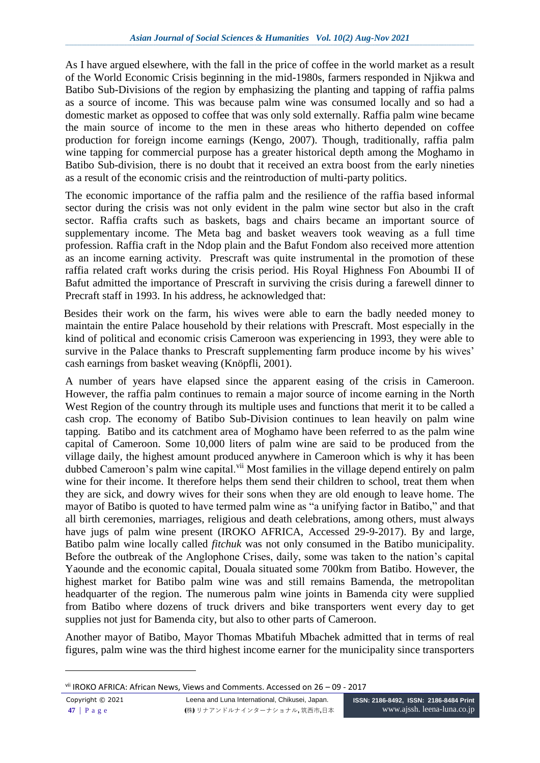As I have argued elsewhere, with the fall in the price of coffee in the world market as a result of the World Economic Crisis beginning in the mid-1980s, farmers responded in Njikwa and Batibo Sub-Divisions of the region by emphasizing the planting and tapping of raffia palms as a source of income. This was because palm wine was consumed locally and so had a domestic market as opposed to coffee that was only sold externally. Raffia palm wine became the main source of income to the men in these areas who hitherto depended on coffee production for foreign income earnings (Kengo, 2007). Though, traditionally, raffia palm wine tapping for commercial purpose has a greater historical depth among the Moghamo in Batibo Sub-division, there is no doubt that it received an extra boost from the early nineties as a result of the economic crisis and the reintroduction of multi-party politics.

The economic importance of the raffia palm and the resilience of the raffia based informal sector during the crisis was not only evident in the palm wine sector but also in the craft sector. Raffia crafts such as baskets, bags and chairs became an important source of supplementary income. The Meta bag and basket weavers took weaving as a full time profession. Raffia craft in the Ndop plain and the Bafut Fondom also received more attention as an income earning activity. Prescraft was quite instrumental in the promotion of these raffia related craft works during the crisis period. His Royal Highness Fon Aboumbi II of Bafut admitted the importance of Prescraft in surviving the crisis during a farewell dinner to Precraft staff in 1993. In his address, he acknowledged that:

> Besides their work on the farm, his wives were able to earn the badly needed money to maintain the entire Palace household by their relations with Prescraft. Most especially in the kind of political and economic crisis Cameroon was experiencing in 1993, they were able to survive in the Palace thanks to Prescraft supplementing farm produce income by his wives' cash earnings from basket weaving (Knöpfli, 2001).

A number of years have elapsed since the apparent easing of the crisis in Cameroon. However, the raffia palm continues to remain a major source of income earning in the North West Region of the country through its multiple uses and functions that merit it to be called a cash crop. The economy of Batibo Sub-Division continues to lean heavily on palm wine tapping. Batibo and its catchment area of Moghamo have been referred to as the palm wine capital of Cameroon. Some 10,000 liters of palm wine are said to be produced from the village daily, the highest amount produced anywhere in Cameroon which is why it has been dubbed Cameroon's palm wine capital.[vii] Most families in the village depend entirely on palm wine for their income. It therefore helps them send their children to school, treat them when they are sick, and dowry wives for their sons when they are old enough to leave home. The mayor of Batibo is quoted to have termed palm wine as "a unifying factor in Batibo," and that all birth ceremonies, marriages, religious and death celebrations, among others, must always have jugs of palm wine present (IROKO AFRICA, Accessed 29-9-2017). By and large, Batibo palm wine locally called *fitchuk* was not only consumed in the Batibo municipality. Before the outbreak of the Anglophone Crises, daily, some was taken to the nation's capital Yaounde and the economic capital, Douala situated some 700km from Batibo. However, the highest market for Batibo palm wine was and still remains Bamenda, the metropolitan headquarter of the region. The numerous palm wine joints in Bamenda city were supplied from Batibo where dozens of truck drivers and bike transporters went every day to get supplies not just for Bamenda city, but also to other parts of Cameroon.

Another mayor of Batibo, Mayor Thomas Mbatifuh Mbachek admitted that in terms of real figures, palm wine was the third highest income earner for the municipality since transporters

---

[vii] IROKO AFRICA: African News, Views and Comments. Accessed on 26 – 09 - 2017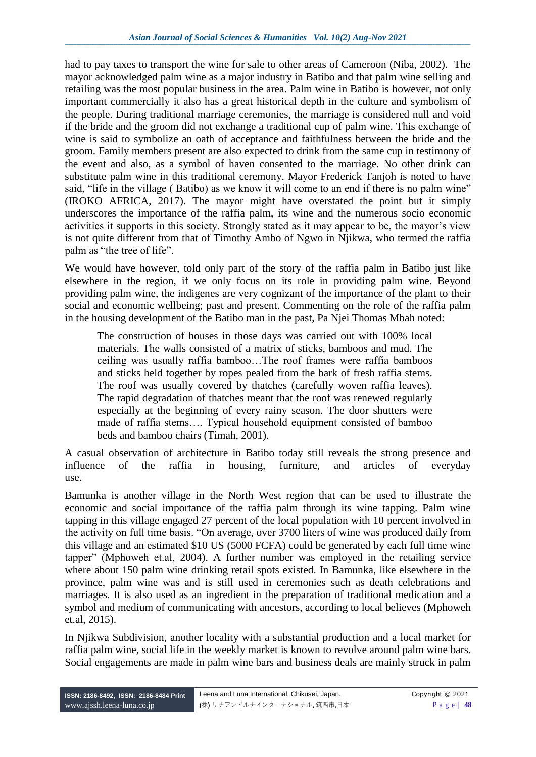had to pay taxes to transport the wine for sale to other areas of Cameroon (Niba, 2002). The mayor acknowledged palm wine as a major industry in Batibo and that palm wine selling and retailing was the most popular business in the area. Palm wine in Batibo is however, not only important commercially it also has a great historical depth in the culture and symbolism of the people. During traditional marriage ceremonies, the marriage is considered null and void if the bride and the groom did not exchange a traditional cup of palm wine. This exchange of wine is said to symbolize an oath of acceptance and faithfulness between the bride and the groom. Family members present are also expected to drink from the same cup in testimony of the event and also, as a symbol of haven consented to the marriage. No other drink can substitute palm wine in this traditional ceremony. Mayor Frederick Tanjoh is noted to have said, "life in the village ( Batibo) as we know it will come to an end if there is no palm wine" (IROKO AFRICA, 2017). The mayor might have overstated the point but it simply underscores the importance of the raffia palm, its wine and the numerous socio economic activities it supports in this society. Strongly stated as it may appear to be, the mayor's view is not quite different from that of Timothy Ambo of Ngwo in Njikwa, who termed the raffia palm as "the tree of life".

We would have however, told only part of the story of the raffia palm in Batibo just like elsewhere in the region, if we only focus on its role in providing palm wine. Beyond providing palm wine, the indigenes are very cognizant of the importance of the plant to their social and economic wellbeing; past and present. Commenting on the role of the raffia palm in the housing development of the Batibo man in the past, Pa Njei Thomas Mbah noted:

> The construction of houses in those days was carried out with 100% local materials. The walls consisted of a matrix of sticks, bamboos and mud. The ceiling was usually raffia bamboo…The roof frames were raffia bamboos and sticks held together by ropes pealed from the bark of fresh raffia stems. The roof was usually covered by thatches (carefully woven raffia leaves). The rapid degradation of thatches meant that the roof was renewed regularly especially at the beginning of every rainy season. The door shutters were made of raffia stems…. Typical household equipment consisted of bamboo beds and bamboo chairs (Timah, 2001).

A casual observation of architecture in Batibo today still reveals the strong presence and influence of the raffia in housing, furniture, and articles of everyday use.

Bamunka is another village in the North West region that can be used to illustrate the economic and social importance of the raffia palm through its wine tapping. Palm wine tapping in this village engaged 27 percent of the local population with 10 percent involved in the activity on full time basis. "On average, over 3700 liters of wine was produced daily from this village and an estimated $10 US (5000 FCFA) could be generated by each full time wine tapper" (Mphoweh et.al, 2004). A further number was employed in the retailing service where about 150 palm wine drinking retail spots existed. In Bamunka, like elsewhere in the province, palm wine was and is still used in ceremonies such as death celebrations and marriages. It is also used as an ingredient in the preparation of traditional medication and a symbol and medium of communicating with ancestors, according to local believes (Mphoweh et.al, 2015).

In Njikwa Subdivision, another locality with a substantial production and a local market for raffia palm wine, social life in the weekly market is known to revolve around palm wine bars. Social engagements are made in palm wine bars and business deals are mainly struck in palm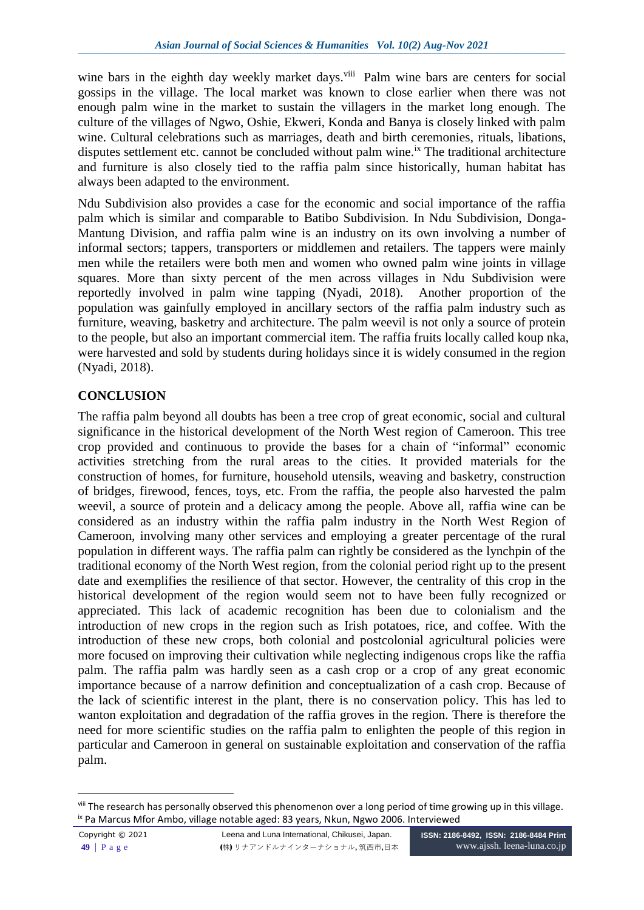wine bars in the eighth day weekly market days.[viii] Palm wine bars are centers for social gossips in the village. The local market was known to close earlier when there was not enough palm wine in the market to sustain the villagers in the market long enough. The culture of the villages of Ngwo, Oshie, Ekweri, Konda and Banya is closely linked with palm wine. Cultural celebrations such as marriages, death and birth ceremonies, rituals, libations, disputes settlement etc. cannot be concluded without palm wine.[ix] The traditional architecture and furniture is also closely tied to the raffia palm since historically, human habitat has always been adapted to the environment.

Ndu Subdivision also provides a case for the economic and social importance of the raffia palm which is similar and comparable to Batibo Subdivision. In Ndu Subdivision, Donga-Mantung Division, and raffia palm wine is an industry on its own involving a number of informal sectors; tappers, transporters or middlemen and retailers. The tappers were mainly men while the retailers were both men and women who owned palm wine joints in village squares. More than sixty percent of the men across villages in Ndu Subdivision were reportedly involved in palm wine tapping (Nyadi, 2018). Another proportion of the population was gainfully employed in ancillary sectors of the raffia palm industry such as furniture, weaving, basketry and architecture. The palm weevil is not only a source of protein to the people, but also an important commercial item. The raffia fruits locally called koup nka, were harvested and sold by students during holidays since it is widely consumed in the region (Nyadi, 2018).

## CONCLUSION

The raffia palm beyond all doubts has been a tree crop of great economic, social and cultural significance in the historical development of the North West region of Cameroon. This tree crop provided and continuous to provide the bases for a chain of "informal" economic activities stretching from the rural areas to the cities. It provided materials for the construction of homes, for furniture, household utensils, weaving and basketry, construction of bridges, firewood, fences, toys, etc. From the raffia, the people also harvested the palm weevil, a source of protein and a delicacy among the people. Above all, raffia wine can be considered as an industry within the raffia palm industry in the North West Region of Cameroon, involving many other services and employing a greater percentage of the rural population in different ways. The raffia palm can rightly be considered as the lynchpin of the traditional economy of the North West region, from the colonial period right up to the present date and exemplifies the resilience of that sector. However, the centrality of this crop in the historical development of the region would seem not to have been fully recognized or appreciated. This lack of academic recognition has been due to colonialism and the introduction of new crops in the region such as Irish potatoes, rice, and coffee. With the introduction of these new crops, both colonial and postcolonial agricultural policies were more focused on improving their cultivation while neglecting indigenous crops like the raffia palm. The raffia palm was hardly seen as a cash crop or a crop of any great economic importance because of a narrow definition and conceptualization of a cash crop. Because of the lack of scientific interest in the plant, there is no conservation policy. This has led to wanton exploitation and degradation of the raffia groves in the region. There is therefore the need for more scientific studies on the raffia palm to enlighten the people of this region in particular and Cameroon in general on sustainable exploitation and conservation of the raffia palm.

---

[viii] The research has personally observed this phenomenon over a long period of time growing up in this village.

[ix] Pa Marcus Mfor Ambo, village notable aged: 83 years, Nkun, Ngwo 2006. Interviewed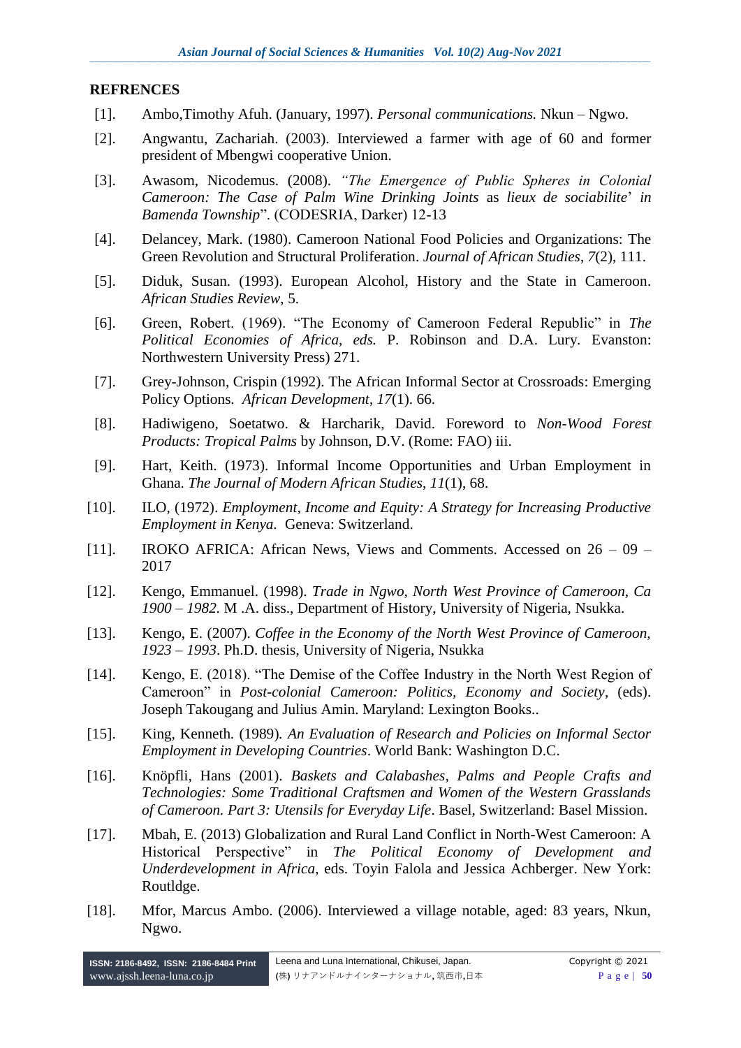## REFRENCES

[1]. Ambo,Timothy Afuh. (January, 1997). *Personal communications.* Nkun – Ngwo.

[2]. Angwantu, Zachariah. (2003). Interviewed a farmer with age of 60 and former president of Mbengwi cooperative Union.

[3]. Awasom, Nicodemus. (2008). *"The Emergence of Public Spheres in Colonial Cameroon: The Case of Palm Wine Drinking Joints* as *lieux de sociabilite*' *in Bamenda Township*". (CODESRIA, Darker) 12-13

[4]. Delancey, Mark. (1980). Cameroon National Food Policies and Organizations: The Green Revolution and Structural Proliferation. *Journal of African Studies*, *7*(2), 111.

[5]. Diduk, Susan. (1993). European Alcohol, History and the State in Cameroon. *African Studies Review*, 5.

[6]. Green, Robert. (1969). "The Economy of Cameroon Federal Republic" in *The Political Economies of Africa, eds.* P. Robinson and D.A. Lury. Evanston: Northwestern University Press) 271.

[7]. Grey-Johnson, Crispin (1992). The African Informal Sector at Crossroads: Emerging Policy Options. *African Development*, *17*(1). 66.

[8]. Hadiwigeno, Soetatwo. & Harcharik, David. Foreword to *Non-Wood Forest Products: Tropical Palms* by Johnson, D.V. (Rome: FAO) iii.

[9]. Hart, Keith. (1973). Informal Income Opportunities and Urban Employment in Ghana. *The Journal of Modern African Studies*, *11*(1), 68.

[10]. ILO, (1972). *Employment, Income and Equity: A Strategy for Increasing Productive Employment in Kenya*. Geneva: Switzerland.

[11]. IROKO AFRICA: African News, Views and Comments. Accessed on 26 – 09 – 2017

[12]. Kengo, Emmanuel. (1998). *Trade in Ngwo, North West Province of Cameroon, Ca 1900 – 1982.* M .A. diss., Department of History, University of Nigeria, Nsukka.

[13]. Kengo, E. (2007). *Coffee in the Economy of the North West Province of Cameroon, 1923 – 1993*. Ph.D. thesis, University of Nigeria, Nsukka

[14]. Kengo, E. (2018). "The Demise of the Coffee Industry in the North West Region of Cameroon" in *Post-colonial Cameroon: Politics, Economy and Society*, (eds). Joseph Takougang and Julius Amin. Maryland: Lexington Books..

[15]. King, Kenneth. (1989). *An Evaluation of Research and Policies on Informal Sector Employment in Developing Countries*. World Bank: Washington D.C.

[16]. Knöpfli, Hans (2001). *Baskets and Calabashes, Palms and People Crafts and Technologies: Some Traditional Craftsmen and Women of the Western Grasslands of Cameroon. Part 3: Utensils for Everyday Life*. Basel, Switzerland: Basel Mission.

[17]. Mbah, E. (2013) Globalization and Rural Land Conflict in North-West Cameroon: A Historical Perspective" in *The Political Economy of Development and Underdevelopment in Africa*, eds. Toyin Falola and Jessica Achberger. New York: Routldge.

[18]. Mfor, Marcus Ambo. (2006). Interviewed a village notable, aged: 83 years, Nkun, Ngwo.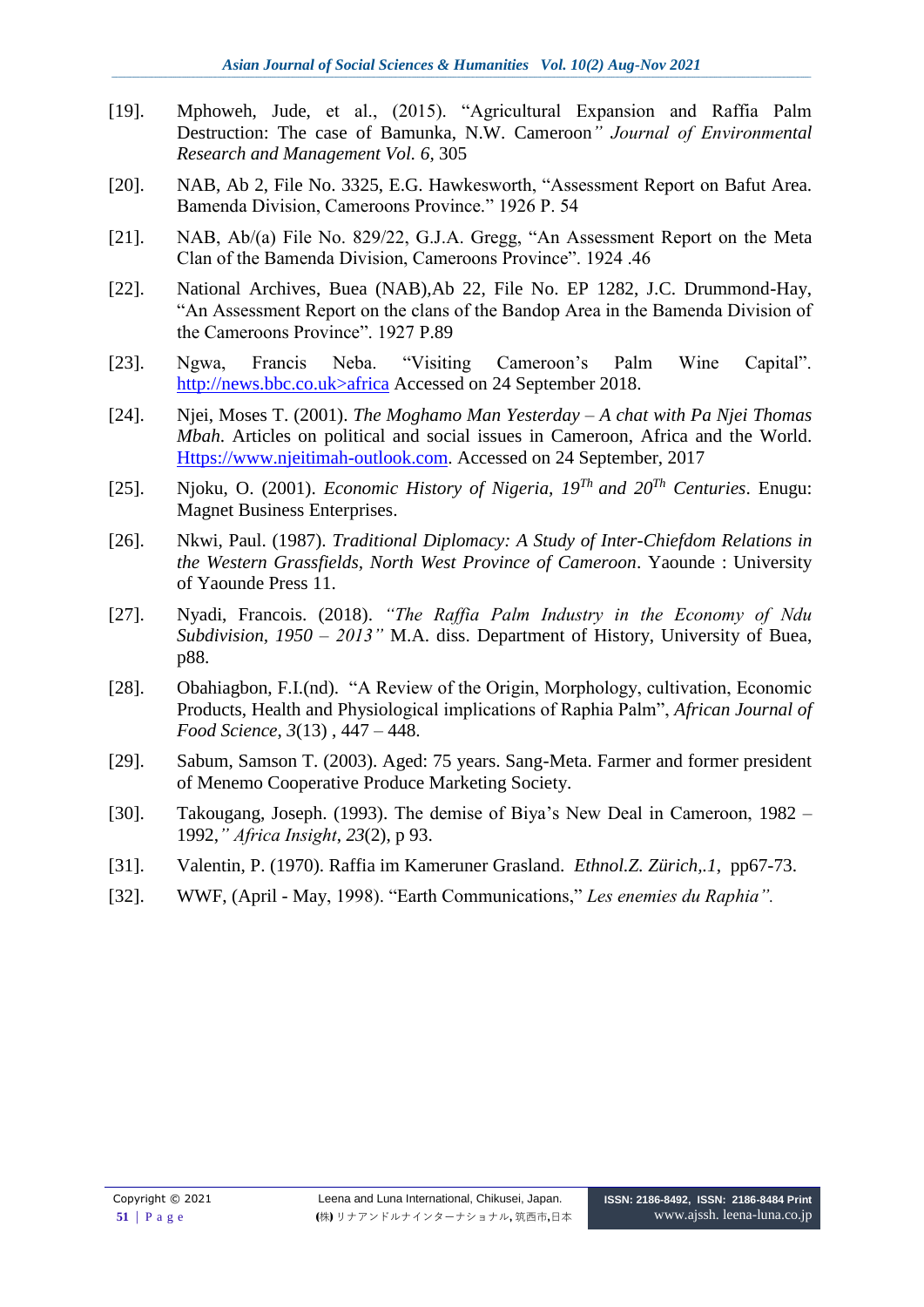[19]. Mphoweh, Jude, et al., (2015). "Agricultural Expansion and Raffia Palm Destruction: The case of Bamunka, N.W. Cameroon*" Journal of Environmental Research and Management Vol. 6,* 305

[20]. NAB, Ab 2, File No. 3325, E.G. Hawkesworth, "Assessment Report on Bafut Area. Bamenda Division, Cameroons Province." 1926 P. 54

[21]. NAB, Ab/(a) File No. 829/22, G.J.A. Gregg, "An Assessment Report on the Meta Clan of the Bamenda Division, Cameroons Province". 1924 .46

[22]. National Archives, Buea (NAB),Ab 22, File No. EP 1282, J.C. Drummond-Hay, "An Assessment Report on the clans of the Bandop Area in the Bamenda Division of the Cameroons Province". 1927 P.89

[23]. Ngwa, Francis Neba. "Visiting Cameroon's Palm Wine Capital". http://news.bbc.co.uk>africa Accessed on 24 September 2018.

[24]. Njei, Moses T. (2001). *The Moghamo Man Yesterday – A chat with Pa Njei Thomas Mbah*. Articles on political and social issues in Cameroon, Africa and the World. Https://www.njeitimah-outlook.com. Accessed on 24 September, 2017

[25]. Njoku, O. (2001). *Economic History of Nigeria, 19Th and 20Th Centuries*. Enugu: Magnet Business Enterprises.

[26]. Nkwi, Paul. (1987). *Traditional Diplomacy: A Study of Inter-Chiefdom Relations in the Western Grassfields, North West Province of Cameroon*. Yaounde : University of Yaounde Press 11.

[27]. Nyadi, Francois. (2018). *"The Raffia Palm Industry in the Economy of Ndu Subdivision, 1950 – 2013"* M.A. diss. Department of History, University of Buea, p88.

[28]. Obahiagbon, F.I.(nd). "A Review of the Origin, Morphology, cultivation, Economic Products, Health and Physiological implications of Raphia Palm", *African Journal of Food Science*, *3*(13) , 447 – 448.

[29]. Sabum, Samson T. (2003). Aged: 75 years. Sang-Meta. Farmer and former president of Menemo Cooperative Produce Marketing Society.

[30]. Takougang, Joseph. (1993). The demise of Biya's New Deal in Cameroon, 1982 – 1992,*" Africa Insight*, *23*(2), p 93.

[31]. Valentin, P. (1970). Raffia im Kameruner Grasland. *Ethnol.Z. Zürich,.1*, pp67-73.

[32]. WWF, (April - May, 1998). "Earth Communications," *Les enemies du Raphia".*